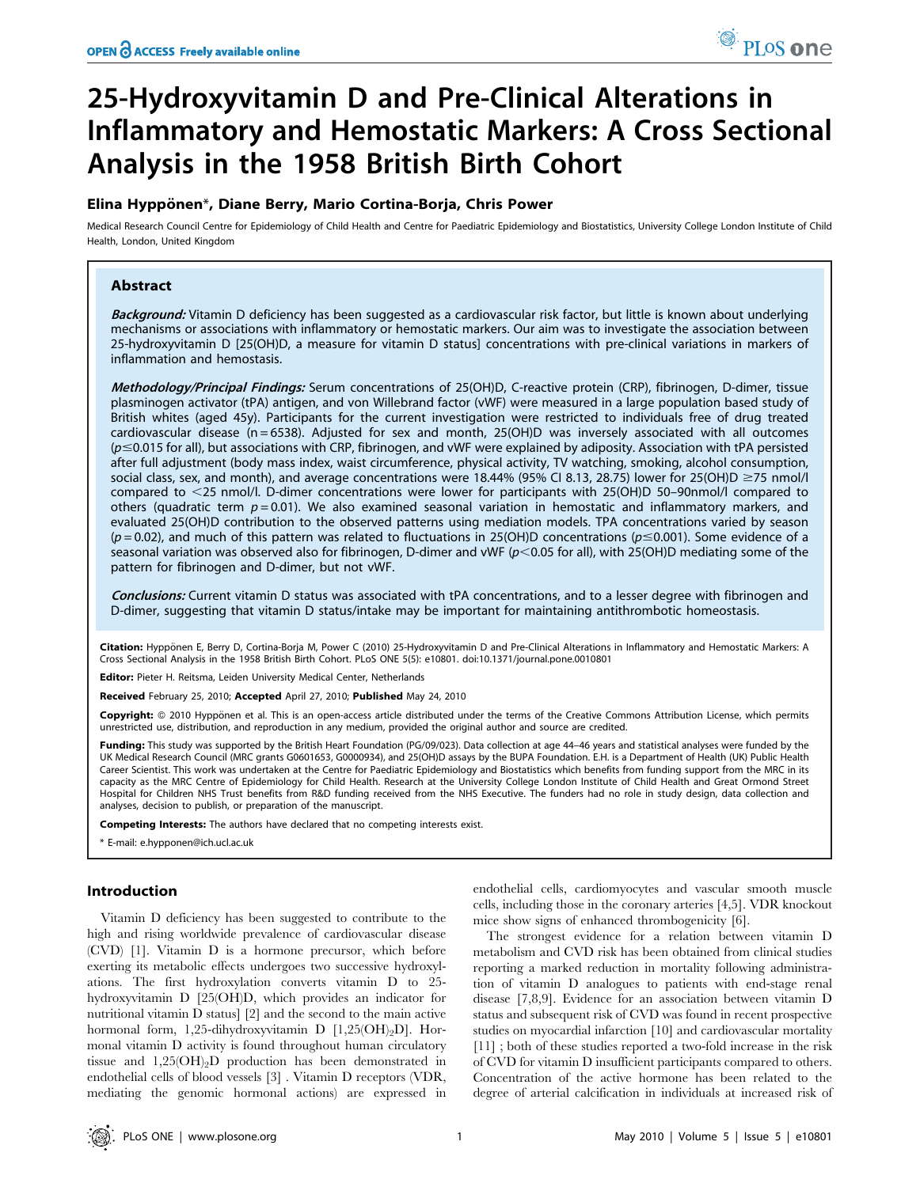# 25-Hydroxyvitamin D and Pre-Clinical Alterations in Inflammatory and Hemostatic Markers: A Cross Sectional Analysis in the 1958 British Birth Cohort

**Elina Hyppönen\*, Diane Berry, Mario Cortina-Borja, Chris Power**

Medical Research Council Centre for Epidemiology of Child Health and Centre for Paediatric Epidemiology and Biostatistics, University College London Institute of Child Health, London, United Kingdom

## Abstract

***Background:*** Vitamin D deficiency has been suggested as a cardiovascular risk factor, but little is known about underlying mechanisms or associations with inflammatory or hemostatic markers. Our aim was to investigate the association between 25-hydroxyvitamin D [25(OH)D, a measure for vitamin D status] concentrations with pre-clinical variations in markers of inflammation and hemostasis.

***Methodology/Principal Findings:*** Serum concentrations of 25(OH)D, C-reactive protein (CRP), fibrinogen, D-dimer, tissue plasminogen activator (tPA) antigen, and von Willebrand factor (vWF) were measured in a large population based study of British whites (aged 45y). Participants for the current investigation were restricted to individuals free of drug treated cardiovascular disease (n = 6538). Adjusted for sex and month, 25(OH)D was inversely associated with all outcomes ($p \leq 0.015$ for all), but associations with CRP, fibrinogen, and vWF were explained by adiposity. Association with tPA persisted after full adjustment (body mass index, waist circumference, physical activity, TV watching, smoking, alcohol consumption, social class, sex, and month), and average concentrations were 18.44% (95% CI 8.13, 28.75) lower for 25(OH)D ≥75 nmol/l compared to <25 nmol/l. D-dimer concentrations were lower for participants with 25(OH)D 50–90nmol/l compared to others (quadratic term $p = 0.01$). We also examined seasonal variation in hemostatic and inflammatory markers, and evaluated 25(OH)D contribution to the observed patterns using mediation models. TPA concentrations varied by season ($p = 0.02$), and much of this pattern was related to fluctuations in 25(OH)D concentrations ($p \leq 0.001$). Some evidence of a seasonal variation was observed also for fibrinogen, D-dimer and vWF ($p < 0.05$ for all), with 25(OH)D mediating some of the pattern for fibrinogen and D-dimer, but not vWF.

***Conclusions:*** Current vitamin D status was associated with tPA concentrations, and to a lesser degree with fibrinogen and D-dimer, suggesting that vitamin D status/intake may be important for maintaining antithrombotic homeostasis.

**Citation:** Hyppönen E, Berry D, Cortina-Borja M, Power C (2010) 25-Hydroxyvitamin D and Pre-Clinical Alterations in Inflammatory and Hemostatic Markers: A Cross Sectional Analysis in the 1958 British Birth Cohort. PLoS ONE 5(5): e10801. doi:10.1371/journal.pone.0010801

**Editor:** Pieter H. Reitsma, Leiden University Medical Center, Netherlands

**Received** February 25, 2010; **Accepted** April 27, 2010; **Published** May 24, 2010

**Copyright:** © 2010 Hyppönen et al. This is an open-access article distributed under the terms of the Creative Commons Attribution License, which permits unrestricted use, distribution, and reproduction in any medium, provided the original author and source are credited.

**Funding:** This study was supported by the British Heart Foundation (PG/09/023). Data collection at age 44–46 years and statistical analyses were funded by the UK Medical Research Council (MRC grants G0601653, G0000934), and 25(OH)D assays by the BUPA Foundation. E.H. is a Department of Health (UK) Public Health Career Scientist. This work was undertaken at the Centre for Paediatric Epidemiology and Biostatistics which benefits from funding support from the MRC in its capacity as the MRC Centre of Epidemiology for Child Health. Research at the University College London Institute of Child Health and Great Ormond Street Hospital for Children NHS Trust benefits from R&D funding received from the NHS Executive. The funders had no role in study design, data collection and analyses, decision to publish, or preparation of the manuscript.

**Competing Interests:** The authors have declared that no competing interests exist.

\* E-mail: e.hypponen@ich.ucl.ac.uk

## Introduction

Vitamin D deficiency has been suggested to contribute to the high and rising worldwide prevalence of cardiovascular disease (CVD) [1]. Vitamin D is a hormone precursor, which before exerting its metabolic effects undergoes two successive hydroxylations. The first hydroxylation converts vitamin D to 25-hydroxyvitamin D [25(OH)D, which provides an indicator for nutritional vitamin D status] [2] and the second to the main active hormonal form, 1,25-dihydroxyvitamin D [$1,25(OH)_2D$]. Hormonal vitamin D activity is found throughout human circulatory tissue and $1,25(OH)_2D$ production has been demonstrated in endothelial cells of blood vessels [3] . Vitamin D receptors (VDR, mediating the genomic hormonal actions) are expressed in endothelial cells, cardiomyocytes and vascular smooth muscle cells, including those in the coronary arteries [4,5]. VDR knockout mice show signs of enhanced thrombogenicity [6].

The strongest evidence for a relation between vitamin D metabolism and CVD risk has been obtained from clinical studies reporting a marked reduction in mortality following administration of vitamin D analogues to patients with end-stage renal disease [7,8,9]. Evidence for an association between vitamin D status and subsequent risk of CVD was found in recent prospective studies on myocardial infarction [10] and cardiovascular mortality [11] ; both of these studies reported a two-fold increase in the risk of CVD for vitamin D insufficient participants compared to others. Concentration of the active hormone has been related to the degree of arterial calcification in individuals at increased risk of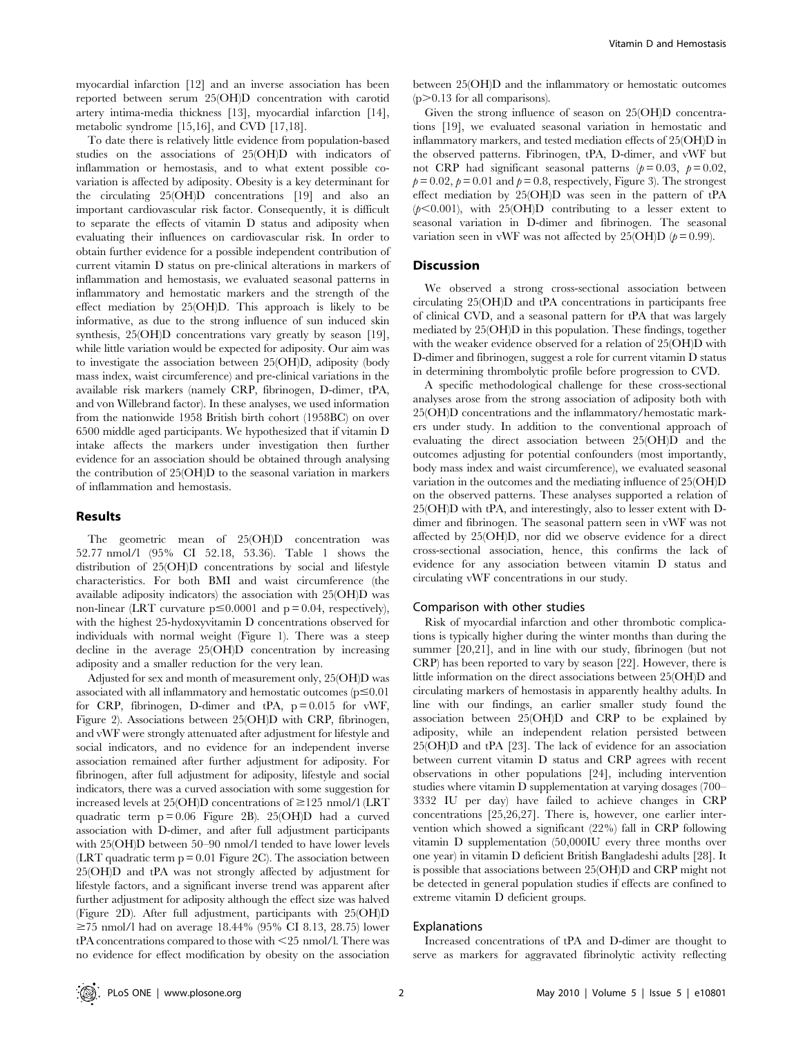myocardial infarction [12] and an inverse association has been reported between serum 25(OH)D concentration with carotid artery intima-media thickness [13], myocardial infarction [14], metabolic syndrome [15,16], and CVD [17,18].

To date there is relatively little evidence from population-based studies on the associations of 25(OH)D with indicators of inflammation or hemostasis, and to what extent possible co-variation is affected by adiposity. Obesity is a key determinant for the circulating 25(OH)D concentrations [19] and also an important cardiovascular risk factor. Consequently, it is difficult to separate the effects of vitamin D status and adiposity when evaluating their influences on cardiovascular risk. In order to obtain further evidence for a possible independent contribution of current vitamin D status on pre-clinical alterations in markers of inflammation and hemostasis, we evaluated seasonal patterns in inflammatory and hemostatic markers and the strength of the effect mediation by 25(OH)D. This approach is likely to be informative, as due to the strong influence of sun induced skin synthesis, 25(OH)D concentrations vary greatly by season [19], while little variation would be expected for adiposity. Our aim was to investigate the association between 25(OH)D, adiposity (body mass index, waist circumference) and pre-clinical variations in the available risk markers (namely CRP, fibrinogen, D-dimer, tPA, and von Willebrand factor). In these analyses, we used information from the nationwide 1958 British birth cohort (1958BC) on over 6500 middle aged participants. We hypothesized that if vitamin D intake affects the markers under investigation then further evidence for an association should be obtained through analysing the contribution of 25(OH)D to the seasonal variation in markers of inflammation and hemostasis.

## Results

The geometric mean of 25(OH)D concentration was 52.77 nmol/l (95% CI 52.18, 53.36). Table 1 shows the distribution of 25(OH)D concentrations by social and lifestyle characteristics. For both BMI and waist circumference (the available adiposity indicators) the association with 25(OH)D was non-linear (LRT curvature $p \leq 0.0001$ and $p = 0.04$, respectively), with the highest 25-hydoxyvitamin D concentrations observed for individuals with normal weight (Figure 1). There was a steep decline in the average 25(OH)D concentration by increasing adiposity and a smaller reduction for the very lean.

Adjusted for sex and month of measurement only, 25(OH)D was associated with all inflammatory and hemostatic outcomes ($p \leq 0.01$ for CRP, fibrinogen, D-dimer and tPA, $p = 0.015$ for vWF, Figure 2). Associations between 25(OH)D with CRP, fibrinogen, and vWF were strongly attenuated after adjustment for lifestyle and social indicators, and no evidence for an independent inverse association remained after further adjustment for adiposity. For fibrinogen, after full adjustment for adiposity, lifestyle and social indicators, there was a curved association with some suggestion for increased levels at 25(OH)D concentrations of ≥125 nmol/l (LRT quadratic term $p = 0.06$ Figure 2B). 25(OH)D had a curved association with D-dimer, and after full adjustment participants with 25(OH)D between 50–90 nmol/l tended to have lower levels (LRT quadratic term $p = 0.01$ Figure 2C). The association between 25(OH)D and tPA was not strongly affected by adjustment for lifestyle factors, and a significant inverse trend was apparent after further adjustment for adiposity although the effect size was halved (Figure 2D). After full adjustment, participants with 25(OH)D ≥75 nmol/l had on average 18.44% (95% CI 8.13, 28.75) lower tPA concentrations compared to those with <25 nmol/l. There was no evidence for effect modification by obesity on the association between 25(OH)D and the inflammatory or hemostatic outcomes ($p > 0.13$ for all comparisons).

Given the strong influence of season on 25(OH)D concentrations [19], we evaluated seasonal variation in hemostatic and inflammatory markers, and tested mediation effects of 25(OH)D in the observed patterns. Fibrinogen, tPA, D-dimer, and vWF but not CRP had significant seasonal patterns ($p = 0.03$, $p = 0.02$, $p = 0.02$, $p = 0.01$ and $p = 0.8$, respectively, Figure 3). The strongest effect mediation by 25(OH)D was seen in the pattern of tPA ($p < 0.001$), with 25(OH)D contributing to a lesser extent to seasonal variation in D-dimer and fibrinogen. The seasonal variation seen in vWF was not affected by 25(OH)D ($p = 0.99$).

## Discussion

We observed a strong cross-sectional association between circulating 25(OH)D and tPA concentrations in participants free of clinical CVD, and a seasonal pattern for tPA that was largely mediated by 25(OH)D in this population. These findings, together with the weaker evidence observed for a relation of 25(OH)D with D-dimer and fibrinogen, suggest a role for current vitamin D status in determining thrombolytic profile before progression to CVD.

A specific methodological challenge for these cross-sectional analyses arose from the strong association of adiposity both with 25(OH)D concentrations and the inflammatory/hemostatic markers under study. In addition to the conventional approach of evaluating the direct association between 25(OH)D and the outcomes adjusting for potential confounders (most importantly, body mass index and waist circumference), we evaluated seasonal variation in the outcomes and the mediating influence of 25(OH)D on the observed patterns. These analyses supported a relation of 25(OH)D with tPA, and interestingly, also to lesser extent with D-dimer and fibrinogen. The seasonal pattern seen in vWF was not affected by 25(OH)D, nor did we observe evidence for a direct cross-sectional association, hence, this confirms the lack of evidence for any association between vitamin D status and circulating vWF concentrations in our study.

### Comparison with other studies

Risk of myocardial infarction and other thrombotic complications is typically higher during the winter months than during the summer [20,21], and in line with our study, fibrinogen (but not CRP) has been reported to vary by season [22]. However, there is little information on the direct associations between 25(OH)D and circulating markers of hemostasis in apparently healthy adults. In line with our findings, an earlier smaller study found the association between 25(OH)D and CRP to be explained by adiposity, while an independent relation persisted between 25(OH)D and tPA [23]. The lack of evidence for an association between current vitamin D status and CRP agrees with recent observations in other populations [24], including intervention studies where vitamin D supplementation at varying dosages (700–3332 IU per day) have failed to achieve changes in CRP concentrations [25,26,27]. There is, however, one earlier intervention which showed a significant (22%) fall in CRP following vitamin D supplementation (50,000IU every three months over one year) in vitamin D deficient British Bangladeshi adults [28]. It is possible that associations between 25(OH)D and CRP might not be detected in general population studies if effects are confined to extreme vitamin D deficient groups.

### Explanations

Increased concentrations of tPA and D-dimer are thought to serve as markers for aggravated fibrinolytic activity reflecting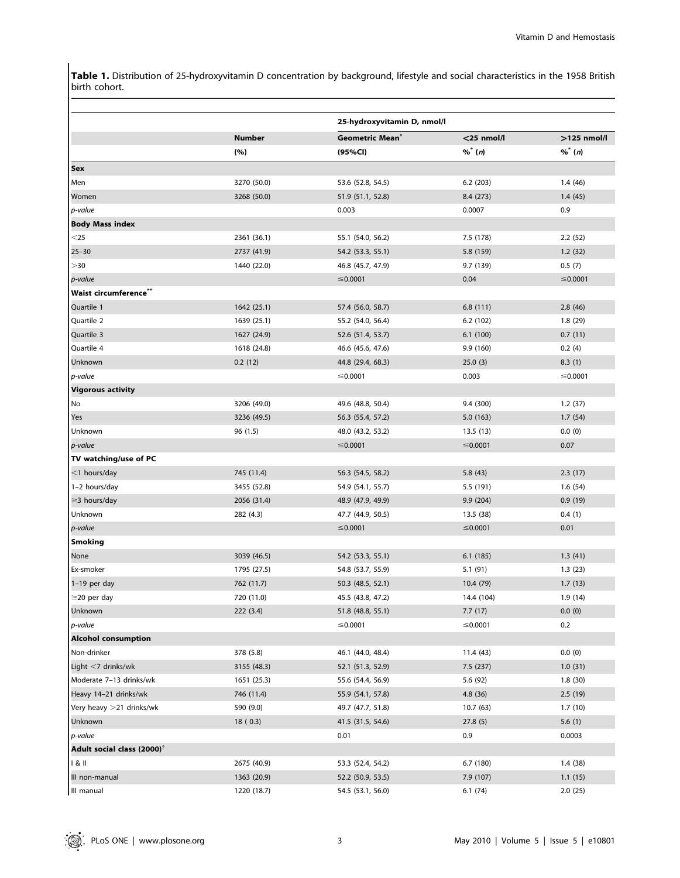**Table 1.** Distribution of 25-hydroxyvitamin D concentration by background, lifestyle and social characteristics in the 1958 British birth cohort.

| | | 25-hydroxyvitamin D, nmol/l | | |
|---|---|---|---|---|
| | Number | Geometric Mean* | <25 nmol/l | >125 nmol/l |
| | (%) | (95%CI) | %* (*n*) | %* (*n*) |
| **Sex** | | | | |
| Men | 3270 (50.0) | 53.6 (52.8, 54.5) | 6.2 (203) | 1.4 (46) |
| Women | 3268 (50.0) | 51.9 (51.1, 52.8) | 8.4 (273) | 1.4 (45) |
| *p-value* | | 0.003 | 0.0007 | 0.9 |
| **Body Mass index** | | | | |
| <25 | 2361 (36.1) | 55.1 (54.0, 56.2) | 7.5 (178) | 2.2 (52) |
| 25–30 | 2737 (41.9) | 54.2 (53.3, 55.1) | 5.8 (159) | 1.2 (32) |
| >30 | 1440 (22.0) | 46.8 (45.7, 47.9) | 9.7 (139) | 0.5 (7) |
| *p-value* | | ≤0.0001 | 0.04 | ≤0.0001 |
| **Waist circumference**** | | | | |
| Quartile 1 | 1642 (25.1) | 57.4 (56.0, 58.7) | 6.8 (111) | 2.8 (46) |
| Quartile 2 | 1639 (25.1) | 55.2 (54.0, 56.4) | 6.2 (102) | 1.8 (29) |
| Quartile 3 | 1627 (24.9) | 52.6 (51.4, 53.7) | 6.1 (100) | 0.7 (11) |
| Quartile 4 | 1618 (24.8) | 46.6 (45.6, 47.6) | 9.9 (160) | 0.2 (4) |
| Unknown | 0.2 (12) | 44.8 (29.4, 68.3) | 25.0 (3) | 8.3 (1) |
| *p-value* | | ≤0.0001 | 0.003 | ≤0.0001 |
| **Vigorous activity** | | | | |
| No | 3206 (49.0) | 49.6 (48.8, 50.4) | 9.4 (300) | 1.2 (37) |
| Yes | 3236 (49.5) | 56.3 (55.4, 57.2) | 5.0 (163) | 1.7 (54) |
| Unknown | 96 (1.5) | 48.0 (43.2, 53.2) | 13.5 (13) | 0.0 (0) |
| *p-value* | | ≤0.0001 | ≤0.0001 | 0.07 |
| **TV watching/use of PC** | | | | |
| <1 hours/day | 745 (11.4) | 56.3 (54.5, 58.2) | 5.8 (43) | 2.3 (17) |
| 1–2 hours/day | 3455 (52.8) | 54.9 (54.1, 55.7) | 5.5 (191) | 1.6 (54) |
| ≥3 hours/day | 2056 (31.4) | 48.9 (47.9, 49.9) | 9.9 (204) | 0.9 (19) |
| Unknown | 282 (4.3) | 47.7 (44.9, 50.5) | 13.5 (38) | 0.4 (1) |
| *p-value* | | ≤0.0001 | ≤0.0001 | 0.01 |
| **Smoking** | | | | |
| None | 3039 (46.5) | 54.2 (53.3, 55.1) | 6.1 (185) | 1.3 (41) |
| Ex-smoker | 1795 (27.5) | 54.8 (53.7, 55.9) | 5.1 (91) | 1.3 (23) |
| 1–19 per day | 762 (11.7) | 50.3 (48.5, 52.1) | 10.4 (79) | 1.7 (13) |
| ≥20 per day | 720 (11.0) | 45.5 (43.8, 47.2) | 14.4 (104) | 1.9 (14) |
| Unknown | 222 (3.4) | 51.8 (48.8, 55.1) | 7.7 (17) | 0.0 (0) |
| *p-value* | | ≤0.0001 | ≤0.0001 | 0.2 |
| **Alcohol consumption** | | | | |
| Non-drinker | 378 (5.8) | 46.1 (44.0, 48.4) | 11.4 (43) | 0.0 (0) |
| Light <7 drinks/wk | 3155 (48.3) | 52.1 (51.3, 52.9) | 7.5 (237) | 1.0 (31) |
| Moderate 7–13 drinks/wk | 1651 (25.3) | 55.6 (54.4, 56.9) | 5.6 (92) | 1.8 (30) |
| Heavy 14–21 drinks/wk | 746 (11.4) | 55.9 (54.1, 57.8) | 4.8 (36) | 2.5 (19) |
| Very heavy >21 drinks/wk | 590 (9.0) | 49.7 (47.7, 51.8) | 10.7 (63) | 1.7 (10) |
| Unknown | 18 ( 0.3) | 41.5 (31.5, 54.6) | 27.8 (5) | 5.6 (1) |
| *p-value* | | 0.01 | 0.9 | 0.0003 |
| **Adult social class (2000)**† | | | | |
| I & II | 2675 (40.9) | 53.3 (52.4, 54.2) | 6.7 (180) | 1.4 (38) |
| III non-manual | 1363 (20.9) | 52.2 (50.9, 53.5) | 7.9 (107) | 1.1 (15) |
| III manual | 1220 (18.7) | 54.5 (53.1, 56.0) | 6.1 (74) | 2.0 (25) |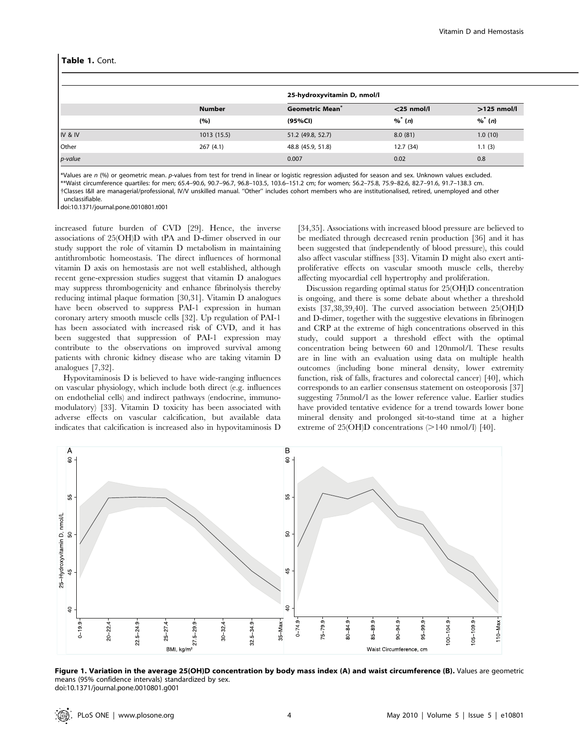**Table 1.** Cont.

| | Number | 25-hydroxyvitamin D, nmol/l | | |
|---|---|---|---|---|
| | (%) | Geometric Mean* (95%CI) | <25 nmol/l %* (n) | >125 nmol/l %* (n) |
| IV & IV | 1013 (15.5) | 51.2 (49.8, 52.7) | 8.0 (81) | 1.0 (10) |
| Other | 267 (4.1) | 48.8 (45.9, 51.8) | 12.7 (34) | 1.1 (3) |
| *p-value* | | 0.007 | 0.02 | 0.8 |

*Values are *n* (%) or geometric mean. *p*-values from test for trend in linear or logistic regression adjusted for season and sex. Unknown values excluded.
**Waist circumference quartiles: for men; 65.4–90.6, 90.7–96.7, 96.8–103.5, 103.6–151.2 cm; for women; 56.2–75.8, 75.9–82.6, 82.7–91.6, 91.7–138.3 cm.
†Classes I&II are managerial/professional, IV/V unskilled manual. "Other" includes cohort members who are institutionalised, retired, unemployed and other unclassifiable.
doi:10.1371/journal.pone.0010801.t001

increased future burden of CVD [29]. Hence, the inverse associations of 25(OH)D with tPA and D-dimer observed in our study support the role of vitamin D metabolism in maintaining antithrombotic homeostasis. The direct influences of hormonal vitamin D axis on hemostasis are not well established, although recent gene-expression studies suggest that vitamin D analogues may suppress thrombogenicity and enhance fibrinolysis thereby reducing intimal plaque formation [30,31]. Vitamin D analogues have been observed to suppress PAI-1 expression in human coronary artery smooth muscle cells [32]. Up regulation of PAI-1 has been associated with increased risk of CVD, and it has been suggested that suppression of PAI-1 expression may contribute to the observations on improved survival among patients with chronic kidney disease who are taking vitamin D analogues [7,32].

Hypovitaminosis D is believed to have wide-ranging influences on vascular physiology, which include both direct (e.g. influences on endothelial cells) and indirect pathways (endocrine, immunomodulatory) [33]. Vitamin D toxicity has been associated with adverse effects on vascular calcification, but available data indicates that calcification is increased also in hypovitaminosis D [34,35]. Associations with increased blood pressure are believed to be mediated through decreased renin production [36] and it has been suggested that (independently of blood pressure), this could also affect vascular stiffness [33]. Vitamin D might also exert anti-proliferative effects on vascular smooth muscle cells, thereby affecting myocardial cell hypertrophy and proliferation.

Discussion regarding optimal status for 25(OH)D concentration is ongoing, and there is some debate about whether a threshold exists [37,38,39,40]. The curved association between 25(OH)D and D-dimer, together with the suggestive elevations in fibrinogen and CRP at the extreme of high concentrations observed in this study, could support a threshold effect with the optimal concentration being between 60 and 120nmol/l. These results are in line with an evaluation using data on multiple health outcomes (including bone mineral density, lower extremity function, risk of falls, fractures and colorectal cancer) [40], which corresponds to an earlier consensus statement on osteoporosis [37] suggesting 75nmol/l as the lower reference value. Earlier studies have provided tentative evidence for a trend towards lower bone mineral density and prolonged sit-to-stand time at a higher extreme of 25(OH)D concentrations (>140 nmol/l) [40].

**Figure 1. Variation in the average 25(OH)D concentration by body mass index (A) and waist circumference (B).** Values are geometric means (95% confidence intervals) standardized by sex.
doi:10.1371/journal.pone.0010801.g001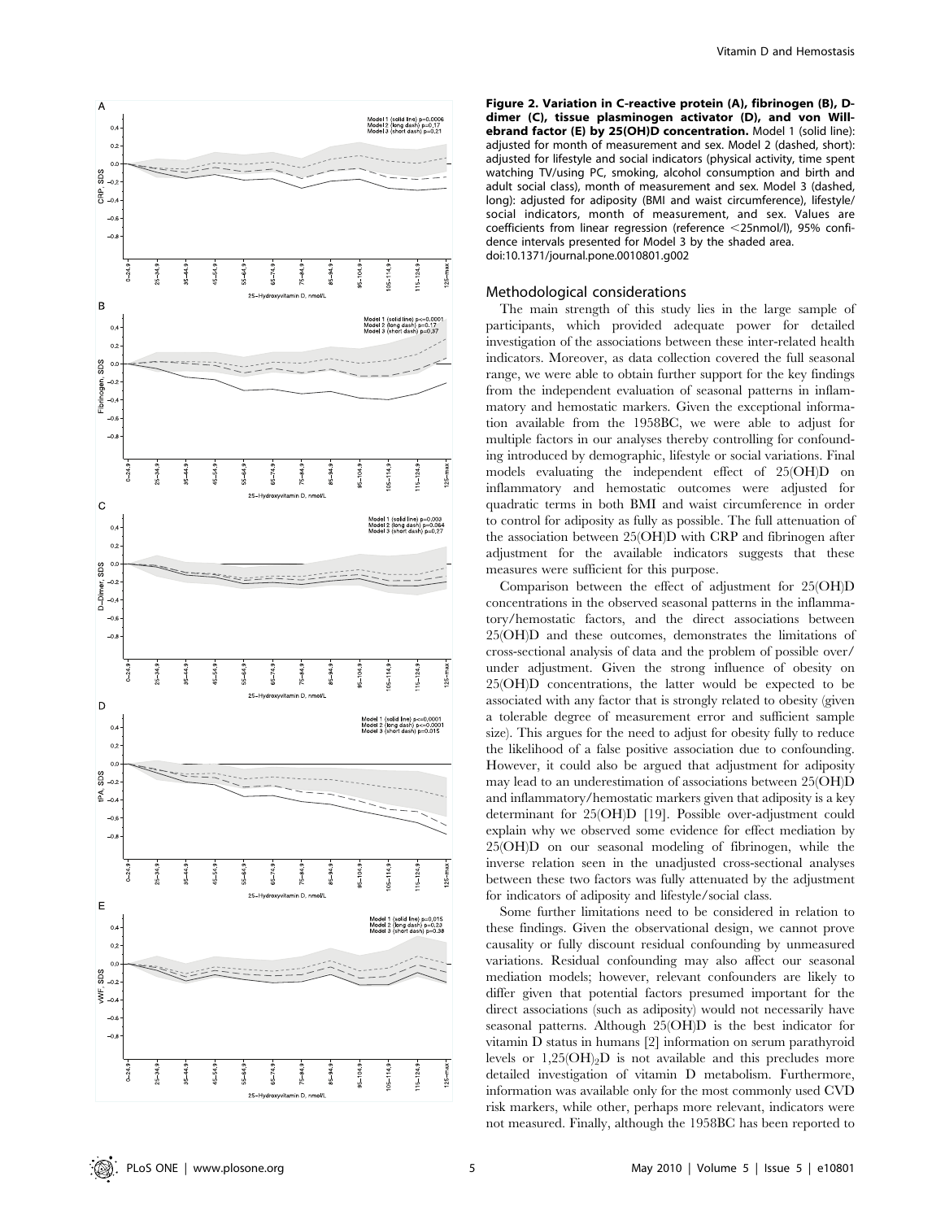**Figure 2. Variation in C-reactive protein (A), fibrinogen (B), D-dimer (C), tissue plasminogen activator (D), and von Willebrand factor (E) by 25(OH)D concentration.** Model 1 (solid line): adjusted for month of measurement and sex. Model 2 (dashed, short): adjusted for lifestyle and social indicators (physical activity, time spent watching TV/using PC, smoking, alcohol consumption and birth and adult social class), month of measurement and sex. Model 3 (dashed, long): adjusted for adiposity (BMI and waist circumference), lifestyle/social indicators, month of measurement, and sex. Values are coefficients from linear regression (reference <25nmol/l), 95% confidence intervals presented for Model 3 by the shaded area.
doi:10.1371/journal.pone.0010801.g002

### Methodological considerations

The main strength of this study lies in the large sample of participants, which provided adequate power for detailed investigation of the associations between these inter-related health indicators. Moreover, as data collection covered the full seasonal range, we were able to obtain further support for the key findings from the independent evaluation of seasonal patterns in inflammatory and hemostatic markers. Given the exceptional information available from the 1958BC, we were able to adjust for multiple factors in our analyses thereby controlling for confounding introduced by demographic, lifestyle or social variations. Final models evaluating the independent effect of 25(OH)D on inflammatory and hemostatic outcomes were adjusted for quadratic terms in both BMI and waist circumference in order to control for adiposity as fully as possible. The full attenuation of the association between 25(OH)D with CRP and fibrinogen after adjustment for the available indicators suggests that these measures were sufficient for this purpose.

Comparison between the effect of adjustment for 25(OH)D concentrations in the observed seasonal patterns in the inflammatory/hemostatic factors, and the direct associations between 25(OH)D and these outcomes, demonstrates the limitations of cross-sectional analysis of data and the problem of possible over/under adjustment. Given the strong influence of obesity on 25(OH)D concentrations, the latter would be expected to be associated with any factor that is strongly related to obesity (given a tolerable degree of measurement error and sufficient sample size). This argues for the need to adjust for obesity fully to reduce the likelihood of a false positive association due to confounding. However, it could also be argued that adjustment for adiposity may lead to an underestimation of associations between 25(OH)D and inflammatory/hemostatic markers given that adiposity is a key determinant for 25(OH)D [19]. Possible over-adjustment could explain why we observed some evidence for effect mediation by 25(OH)D on our seasonal modeling of fibrinogen, while the inverse relation seen in the unadjusted cross-sectional analyses between these two factors was fully attenuated by the adjustment for indicators of adiposity and lifestyle/social class.

Some further limitations need to be considered in relation to these findings. Given the observational design, we cannot prove causality or fully discount residual confounding by unmeasured variations. Residual confounding may also affect our seasonal mediation models; however, relevant confounders are likely to differ given that potential factors presumed important for the direct associations (such as adiposity) would not necessarily have seasonal patterns. Although 25(OH)D is the best indicator for vitamin D status in humans [2] information on serum parathyroid levels or $1,25(OH)_2D$ is not available and this precludes more detailed investigation of vitamin D metabolism. Furthermore, information was available only for the most commonly used CVD risk markers, while other, perhaps more relevant, indicators were not measured. Finally, although the 1958BC has been reported to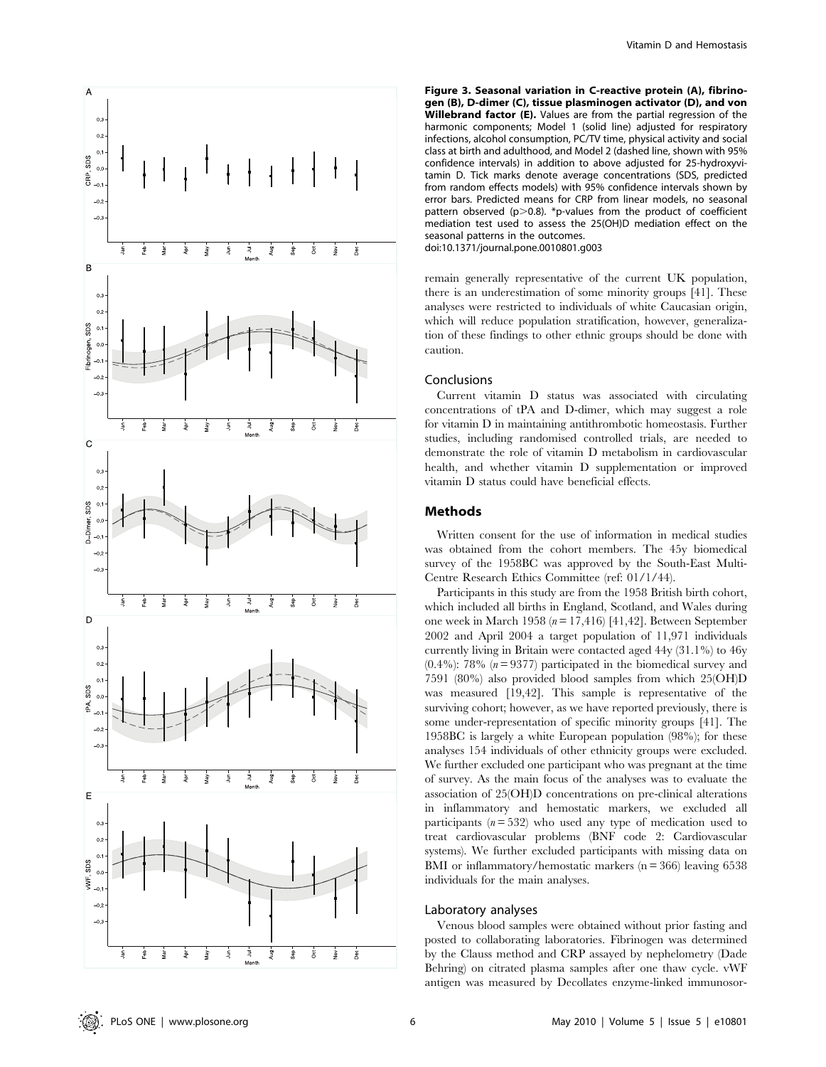**Figure 3. Seasonal variation in C-reactive protein (A), fibrinogen (B), D-dimer (C), tissue plasminogen activator (D), and von Willebrand factor (E).** Values are from the partial regression of the harmonic components; Model 1 (solid line) adjusted for respiratory infections, alcohol consumption, PC/TV time, physical activity and social class at birth and adulthood, and Model 2 (dashed line, shown with 95% confidence intervals) in addition to above adjusted for 25-hydroxyvitamin D. Tick marks denote average concentrations (SDS, predicted from random effects models) with 95% confidence intervals shown by error bars. Predicted means for CRP from linear models, no seasonal pattern observed ($p > 0.8$). *p-values from the product of coefficient mediation test used to assess the 25(OH)D mediation effect on the seasonal patterns in the outcomes.
doi:10.1371/journal.pone.0010801.g003

remain generally representative of the current UK population, there is an underestimation of some minority groups [41]. These analyses were restricted to individuals of white Caucasian origin, which will reduce population stratification, however, generalization of these findings to other ethnic groups should be done with caution.

## Conclusions

Current vitamin D status was associated with circulating concentrations of tPA and D-dimer, which may suggest a role for vitamin D in maintaining antithrombotic homeostasis. Further studies, including randomised controlled trials, are needed to demonstrate the role of vitamin D metabolism in cardiovascular health, and whether vitamin D supplementation or improved vitamin D status could have beneficial effects.

# Methods

Written consent for the use of information in medical studies was obtained from the cohort members. The 45y biomedical survey of the 1958BC was approved by the South-East Multi-Centre Research Ethics Committee (ref: 01/1/44).

Participants in this study are from the 1958 British birth cohort, which included all births in England, Scotland, and Wales during one week in March 1958 ($n = 17{,}416$) [41,42]. Between September 2002 and April 2004 a target population of 11,971 individuals currently living in Britain were contacted aged 44y (31.1%) to 46y (0.4%): 78% ($n = 9377$) participated in the biomedical survey and 7591 (80%) also provided blood samples from which 25(OH)D was measured [19,42]. This sample is representative of the surviving cohort; however, as we have reported previously, there is some under-representation of specific minority groups [41]. The 1958BC is largely a white European population (98%); for these analyses 154 individuals of other ethnicity groups were excluded. We further excluded one participant who was pregnant at the time of survey. As the main focus of the analyses was to evaluate the association of 25(OH)D concentrations on pre-clinical alterations in inflammatory and hemostatic markers, we excluded all participants ($n = 532$) who used any type of medication used to treat cardiovascular problems (BNF code 2: Cardiovascular systems). We further excluded participants with missing data on BMI or inflammatory/hemostatic markers ($n = 366$) leaving 6538 individuals for the main analyses.

## Laboratory analyses

Venous blood samples were obtained without prior fasting and posted to collaborating laboratories. Fibrinogen was determined by the Clauss method and CRP assayed by nephelometry (Dade Behring) on citrated plasma samples after one thaw cycle. vWF antigen was measured by Decollates enzyme-linked immunosor-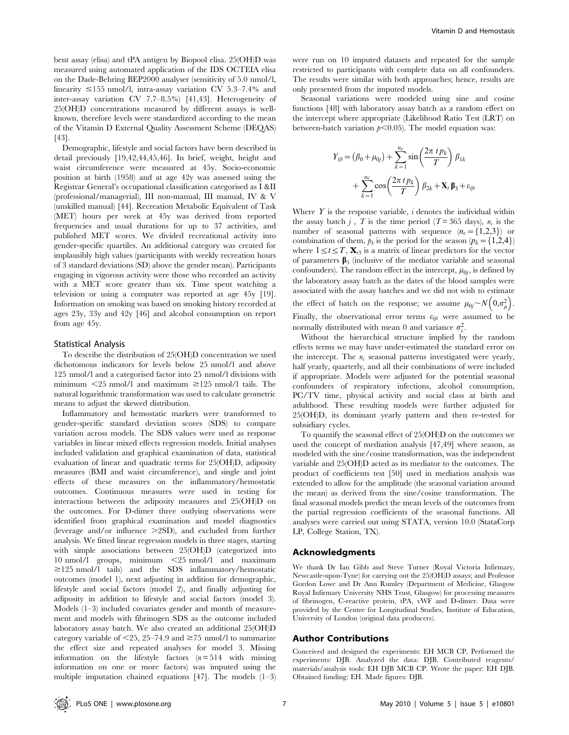bent assay (elisa) and tPA antigen by Biopool elisa. 25(OH)D was measured using automated application of the IDS OCTEIA elisa on the Dade-Behring BEP2000 analyser (sensitivity of 5.0 nmol/l, linearity ≤155 nmol/l, intra-assay variation CV 5.3–7.4% and inter-assay variation CV 7.7–8.5%) [41,43]. Heterogeneity of 25(OH)D concentrations measured by different assays is well-known, therefore levels were standardized according to the mean of the Vitamin D External Quality Assessment Scheme (DEQAS) [43].

Demographic, lifestyle and social factors have been described in detail previously [19,42,44,45,46]. In brief, weight, height and waist circumference were measured at 45y. Socio-economic position at birth (1958) and at age 42y was assessed using the Registrar General's occupational classification categorised as I &II (professional/managerial), III non-manual, III manual, IV & V (unskilled manual) [44]. Recreation Metabolic Equivalent of Task (MET) hours per week at 45y was derived from reported frequencies and usual durations for up to 37 activities, and published MET scores. We divided recreational activity into gender-specific quartiles. An additional category was created for implausibly high values (participants with weekly recreation hours of 3 standard deviations (SD) above the gender mean). Participants engaging in vigorous activity were those who recorded an activity with a MET score greater than six. Time spent watching a television or using a computer was reported at age 45y [19]. Information on smoking was based on smoking history recorded at ages 23y, 33y and 42y [46] and alcohol consumption on report from age 45y.

### Statistical Analysis

To describe the distribution of 25(OH)D concentration we used dichotomous indicators for levels below 25 nmol/l and above 125 nmol/l and a categorised factor into 25 nmol/l divisions with minimum <25 nmol/l and maximum ≥125 nmol/l tails. The natural logarithmic transformation was used to calculate geometric means to adjust the skewed distribution.

Inflammatory and hemostatic markers were transformed to gender-specific standard deviation scores (SDS) to compare variation across models. The SDS values were used as response variables in linear mixed effects regression models. Initial analyses included validation and graphical examination of data, statistical evaluation of linear and quadratic terms for 25(OH)D, adiposity measures (BMI and waist circumference), and single and joint effects of these measures on the inflammatory/hemostatic outcomes. Continuous measures were used in testing for interactions between the adiposity measures and 25(OH)D on the outcomes. For D-dimer three outlying observations were identified from graphical examination and model diagnostics (leverage and/or influence >2SD), and excluded from further analysis. We fitted linear regression models in three stages, starting with simple associations between 25(OH)D (categorized into 10 nmol/l groups, minimum <25 nmol/l and maximum ≥125 nmol/l tails) and the SDS inflammatory/hemostatic outcomes (model 1), next adjusting in addition for demographic, lifestyle and social factors (model 2), and finally adjusting for adiposity in addition to lifestyle and social factors (model 3). Models (1–3) included covariates gender and month of measurement and models with fibrinogen SDS as the outcome included laboratory assay batch. We also created an additional 25(OH)D category variable of <25, 25–74.9 and ≥75 nmol/l to summarize the effect size and repeated analyses for model 3. Missing information on the lifestyle factors ($n = 514$ with missing information on one or more factors) was imputed using the multiple imputation chained equations [47]. The models (1–3) were run on 10 imputed datasets and repeated for the sample restricted to participants with complete data on all confounders. The results were similar with both approaches; hence, results are only presented from the imputed models.

Seasonal variations were modeled using sine and cosine functions [48] with laboratory assay batch as a random effect on the intercept where appropriate (Likelihood Ratio Test (LRT) on between-batch variation $p<0.05$). The model equation was:

$$Y_{ijt} = (\beta_0 + \mu_{0j}) + \sum_{k=1}^{n_c} \sin\left(\frac{2\pi\, t\, p_k}{T}\right)\beta_{1k} + \sum_{k=1}^{n_c} \cos\left(\frac{2\pi\, t\, p_k}{T}\right)\beta_{2k} + \mathbf{X}_i\boldsymbol{\beta}_3 + \varepsilon_{ijt}$$

Where $Y$ is the response variable, $i$ denotes the individual within the assay batch $j$, $T$ is the time period ($T = 365$ days), $n_c$ is the number of seasonal patterns with sequence ($n_c = \{1,2,3\}$) or combination of them, $p_k$ is the period for the season ($p_k = \{1,2,4\}$) where $1 \le t \le T$, $\mathbf{X}_{i3}$ is a matrix of linear predictors for the vector of parameters $\boldsymbol{\beta}_3$ (inclusive of the mediator variable and seasonal confounders). The random effect in the intercept, $\mu_{0j}$, is defined by the laboratory assay batch as the dates of the blood samples were associated with the assay batches and we did not wish to estimate the effect of batch on the response; we assume $\mu_{0j} \sim N\left(0, \sigma_\mu^2\right)$. Finally, the observational error terms $\varepsilon_{ijt}$ were assumed to be normally distributed with mean 0 and variance $\sigma_\varepsilon^2$.

Without the hierarchical structure implied by the random effects terms we may have under-estimated the standard error on the intercept. The $n_c$ seasonal patterns investigated were yearly, half yearly, quarterly, and all their combinations of were included if appropriate. Models were adjusted for the potential seasonal confounders of respiratory infections, alcohol consumption, PC/TV time, physical activity and social class at birth and adulthood. These resulting models were further adjusted for 25(OH)D, its dominant yearly pattern and then re-tested for subsidiary cycles.

To quantify the seasonal effect of 25(OH)D on the outcomes we used the concept of mediation analysis [47,49] where season, as modeled with the sine/cosine transformation, was the independent variable and 25(OH)D acted as its mediator to the outcomes. The product of coefficients test [50] used in mediation analysis was extended to allow for the amplitude (the seasonal variation around the mean) as derived from the sine/cosine transformation. The final seasonal models predict the mean levels of the outcomes from the partial regression coefficients of the seasonal functions. All analyses were carried out using STATA, version 10.0 (StataCorp LP, College Station, TX).

## Acknowledgments

We thank Dr Ian Gibb and Steve Turner (Royal Victoria Infirmary, Newcastle-upon-Tyne) for carrying out the 25(OH)D assays; and Professor Gordon Lowe and Dr Ann Rumley (Department of Medicine, Glasgow Royal Infirmary University NHS Trust, Glasgow) for processing measures of fibrinogen, C-reactive protein, tPA, vWF and D-dimer. Data were provided by the Centre for Longitudinal Studies, Institute of Education, University of London (original data producers).

## Author Contributions

Conceived and designed the experiments: EH MCB CP. Performed the experiments: DJB. Analyzed the data: DJB. Contributed reagents/materials/analysis tools: EH DJB MCB CP. Wrote the paper: EH DJB. Obtained funding: EH. Made figures: DJB.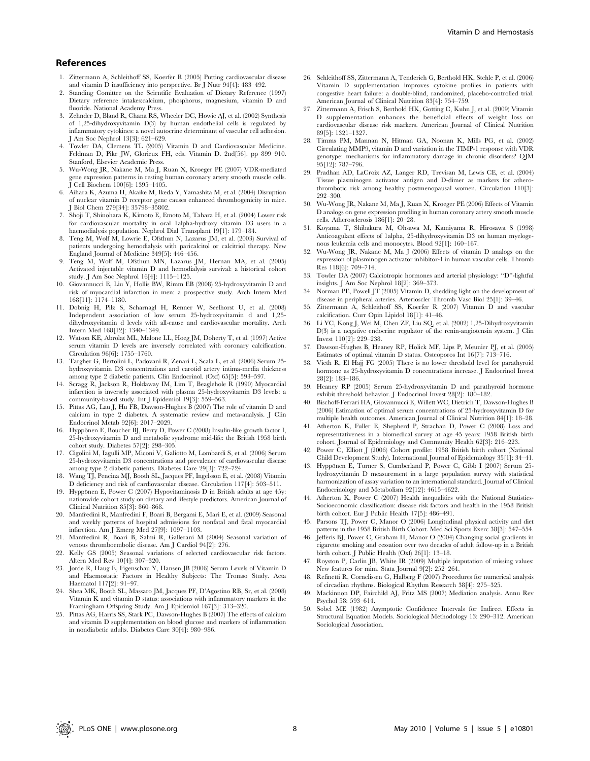## References

1. Zittermann A, Schleithoff SS, Koerfer R (2005) Putting cardiovascular disease and vitamin D insufficiency into perspective. Br J Nutr 94[4]: 483–492.
2. Standing Comittee on the Scientific Evaluation of Dietary Reference (1997) Dietary reference intakes:calcium, phosphorus, magnesium, vitamin D and fluoride. National Academy Press.
3. Zehnder D, Bland R, Chana RS, Wheeler DC, Howie AJ, et al. (2002) Synthesis of 1,25-dihydroxyvitamin D(3) by human endothelial cells is regulated by inflammatory cytokines: a novel autocrine determinant of vascular cell adhesion. J Am Soc Nephrol 13[3]: 621–629.
4. Towler DA, Clemens TL (2005) Vitamin D and Cardiovascular Medicine. Feldman D, Pike JW, Glorieux FH, eds. Vitamin D. 2nd[56]. pp 899–910. Stanford, Elsevier Academic Press.
5. Wu-Wong JR, Nakane M, Ma J, Ruan X, Kroeger PE (2007) VDR-mediated gene expression patterns in resting human coronary artery smooth muscle cells. J Cell Biochem 100[6]: 1395–1405.
6. Aihara K, Azuma H, Akaike M, Ikeda Y, Yamashita M, et al. (2004) Disruption of nuclear vitamin D receptor gene causes enhanced thrombogenicity in mice. J Biol Chem 279[34]: 35798–35802.
7. Shoji T, Shinohara K, Kimoto E, Emoto M, Tahara H, et al. (2004) Lower risk for cardiovascular mortality in oral 1alpha-hydroxy vitamin D3 users in a haemodialysis population. Nephrol Dial Transplant 19[1]: 179–184.
8. Teng M, Wolf M, Lowrie E, Ofsthun N, Lazarus JM, et al. (2003) Survival of patients undergoing hemodialysis with paricalcitol or calcitriol therapy. New England Journal of Medicine 349[5]: 446–456.
9. Teng M, Wolf M, Ofsthun MN, Lazarus JM, Hernan MA, et al. (2005) Activated injectable vitamin D and hemodialysis survival: a historical cohort study. J Am Soc Nephrol 16[4]: 1115–1125.
10. Giovannucci E, Liu Y, Hollis BW, Rimm EB (2008) 25-hydroxyvitamin D and risk of myocardial infarction in men: a prospective study. Arch Intern Med 168[11]: 1174–1180.
11. Dobnig H, Pilz S, Scharnagl H, Renner W, Seelhorst U, et al. (2008) Independent association of low serum 25-hydroxyvitamin d and 1,25-dihydroxyvitamin d levels with all-cause and cardiovascular mortality. Arch Intern Med 168[12]: 1340–1349.
12. Watson KE, Abrolat ML, Malone LL, Hoeg JM, Doherty T, et al. (1997) Active serum vitamin D levels are inversely correlated with coronary calcification. Circulation 96[6]: 1755–1760.
13. Targher G, Bertolini L, Padovani R, Zenari L, Scala L, et al. (2006) Serum 25-hydroxyvitamin D3 concentrations and carotid artery intima-media thickness among type 2 diabetic patients. Clin Endocrinol. (Oxf) 65[5]: 593–597.
14. Scragg R, Jackson R, Holdaway IM, Lim T, Beaglehole R (1990) Myocardial infarction is inversely associated with plasma 25-hydroxyvitamin D3 levels: a community-based study. Int J Epidemiol 19[3]: 559–563.
15. Pittas AG, Lau J, Hu FB, Dawson-Hughes B (2007) The role of vitamin D and calcium in type 2 diabetes. A systematic review and meta-analysis. J Clin Endocrinol Metab 92[6]: 2017–2029.
16. Hyppönen E, Boucher BJ, Berry D, Power C (2008) Insulin-like growth factor I, 25-hydroxyvitamin D and metabolic syndrome mid-life: the British 1958 birth cohort study. Diabetes 57[2]: 298–305.
17. Cigolini M, Iagulli MP, Miconi V, Galiotto M, Lombardi S, et al. (2006) Serum 25-hydroxyvitamin D3 concentrations and prevalence of cardiovascular disease among type 2 diabetic patients. Diabetes Care 29[3]: 722–724.
18. Wang TJ, Pencina MJ, Booth SL, Jacques PF, Ingelsson E, et al. (2008) Vitamin D deficiency and risk of cardiovascular disease. Circulation 117[4]: 503–511.
19. Hyppönen E, Power C (2007) Hypovitaminosis D in British adults at age 45y: nationwide cohort study on dietary and lifestyle predictors. American Journal of Clinical Nutrition 85[3]: 860–868.
20. Manfredini R, Manfredini F, Boari B, Bergami E, Mari E, et al. (2009) Seasonal and weekly patterns of hospital admissions for nonfatal and fatal myocardial infarction. Am J Emerg Med 27[9]: 1097–1103.
21. Manfredini R, Boari B, Salmi R, Gallerani M (2004) Seasonal variation of venous thromboembolic disease. Am J Cardiol 94[2]: 276.
22. Kelly GS (2005) Seasonal variations of selected cardiovascular risk factors. Altern Med Rev 10[4]: 307–320.
23. Jorde R, Haug E, Figenschau Y, Hansen JB (2006) Serum Levels of Vitamin D and Haemostatic Factors in Healthy Subjects: The Tromso Study. Acta Haematol 117[2]: 91–97.
24. Shea MK, Booth SL, Massaro JM, Jacques PF, D'Agostino RB, Sr, et al. (2008) Vitamin K and vitamin D status: associations with inflammatory markers in the Framingham Offspring Study. Am J Epidemiol 167[3]: 313–320.
25. Pittas AG, Harris SS, Stark PC, Dawson-Hughes B (2007) The effects of calcium and vitamin D supplementation on blood glucose and markers of inflammation in nondiabetic adults. Diabetes Care 30[4]: 980–986.
26. Schleithoff SS, Zittermann A, Tenderich G, Berthold HK, Stehle P, et al. (2006) Vitamin D supplementation improves cytokine profiles in patients with congestive heart failure: a double-blind, randomized, placebo-controlled trial. American Journal of Clinical Nutrition 83[4]: 754–759.
27. Zittermann A, Frisch S, Berthold HK, Gotting C, Kuhn J, et al. (2009) Vitamin D supplementation enhances the beneficial effects of weight loss on cardiovascular disease risk markers. American Journal of Clinical Nutrition 89[5]: 1321–1327.
28. Timms PM, Mannan N, Hitman GA, Noonan K, Mills PG, et al. (2002) Circulating MMP9, vitamin D and variation in the TIMP-1 response with VDR genotype: mechanisms for inflammatory damage in chronic disorders? QJM 95[12]: 787–796.
29. Pradhan AD, LaCroix AZ, Langer RD, Trevisan M, Lewis CE, et al. (2004) Tissue plasminogen activator antigen and D-dimer as markers for atherothrombotic risk among healthy postmenopausal women. Circulation 110[3]: 292–300.
30. Wu-Wong JR, Nakane M, Ma J, Ruan X, Kroeger PE (2006) Effects of Vitamin D analogs on gene expression profiling in human coronary artery smooth muscle cells. Atherosclerosis 186[1]: 20–28.
31. Koyama T, Shibakura M, Ohsawa M, Kamiyama R, Hirosawa S (1998) Anticoagulant effects of 1alpha, 25-dihydroxyvitamin D3 on human myelogenous leukemia cells and monocytes. Blood 92[1]: 160–167.
32. Wu-Wong JR, Nakane M, Ma J (2006) Effects of vitamin D analogs on the expression of plasminogen activator inhibitor-1 in human vascular cells. Thromb Res 118[6]: 709–714.
33. Towler DA (2007) Calciotropic hormones and arterial physiology: "D"-lightful insights. J Am Soc Nephrol 18[2]: 369–373.
34. Norman PE, Powell JT (2005) Vitamin D, shedding light on the development of disease in peripheral arteries. Arterioscler Thromb Vasc Biol 25[1]: 39–46.
35. Zittermann A, Schleithoff SS, Koerfer R (2007) Vitamin D and vascular calcification. Curr Opin Lipidol 18[1]: 41–46.
36. Li YC, Kong J, Wei M, Chen ZF, Liu SQ, et al. (2002) 1,25-Dihydroxyvitamin D(3) is a negative endocrine regulator of the renin-angiotensin system. J Clin Invest 110[2]: 229–238.
37. Dawson-Hughes B, Heaney RP, Holick MF, Lips P, Meunier PJ, et al. (2005) Estimates of optimal vitamin D status. Osteoporos Int 16[7]: 713–716.
38. Vieth R, El Hajj FG (2005) There is no lower threshold level for parathyroid hormone as 25-hydroxyvitamin D concentrations increase. J Endocrinol Invest 28[2]: 183–186.
39. Heaney RP (2005) Serum 25-hydroxyvitamin D and parathyroid hormone exhibit threshold behavior. J Endocrinol Invest 28[2]: 180–182.
40. Bischoff-Ferrari HA, Giovannucci E, Willett WC, Dietrich T, Dawson-Hughes B (2006) Estimation of optimal serum concentrations of 25-hydroxyvitamin D for multiple health outcomes. American Journal of Clinical Nutrition 84[1]: 18–28.
41. Atherton K, Fuller E, Shepherd P, Strachan D, Power C (2008) Loss and representativeness in a biomedical survey at age 45 years: 1958 British birth cohort. Journal of Epidemiology and Community Health 62[3]: 216–223.
42. Power C, Elliott J (2006) Cohort profile: 1958 British birth cohort (National Child Development Study). International Journal of Epidemiology 35[1]: 34–41.
43. Hyppönen E, Turner S, Cumberland P, Power C, Gibb I (2007) Serum 25-hydroxyvitamin D measurement in a large population survey with statistical harmonization of assay variation to an international standard. Journal of Clinical Endocrinology and Metabolism 92[12]: 4615–4622.
44. Atherton K, Power C (2007) Health inequalities with the National Statistics-Socioeconomic classification: disease risk factors and health in the 1958 British birth cohort. Eur J Public Health 17[5]: 486–491.
45. Parsons TJ, Power C, Manor O (2006) Longitudinal physical activity and diet patterns in the 1958 British Birth Cohort. Med Sci Sports Exerc 38[3]: 547–554.
46. Jefferis BJ, Power C, Graham H, Manor O (2004) Changing social gradients in cigarette smoking and cessation over two decades of adult follow-up in a British birth cohort. J Public Health (Oxf) 26[1]: 13–18.
47. Royston P, Carlin JB, White IR (2009) Multiple imputation of missing values: New features for mim. Stata Journal 9[2]: 252–264.
48. Refinetti R, Cornelissen G, Halberg F (2007) Procedures for numerical analysis of circadian rhythms. Biological Rhythm Research 38[4]: 275–325.
49. Mackinnon DP, Fairchild AJ, Fritz MS (2007) Mediation analysis. Annu Rev Psychol 58: 593–614.
50. Sobel ME (1982) Asymptotic Confidence Intervals for Indirect Effects in Structural Equation Models. Sociological Methodology 13: 290–312. American Sociological Association.